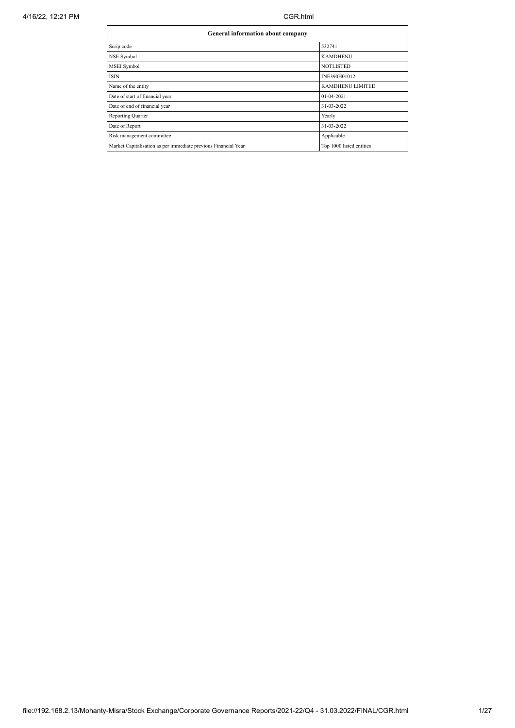| General information about company | |
|---|---|
| Scrip code | 532741 |
| NSE Symbol | KAMDHENU |
| MSEI Symbol | NOTLISTED |
| ISIN | INE390H01012 |
| Name of the entity | KAMDHENU LIMITED |
| Date of start of financial year | 01-04-2021 |
| Date of end of financial year | 31-03-2022 |
| Reporting Quarter | Yearly |
| Date of Report | 31-03-2022 |
| Risk management committee | Applicable |
| Market Capitalisation as per immediate previous Financial Year | Top 1000 listed entities |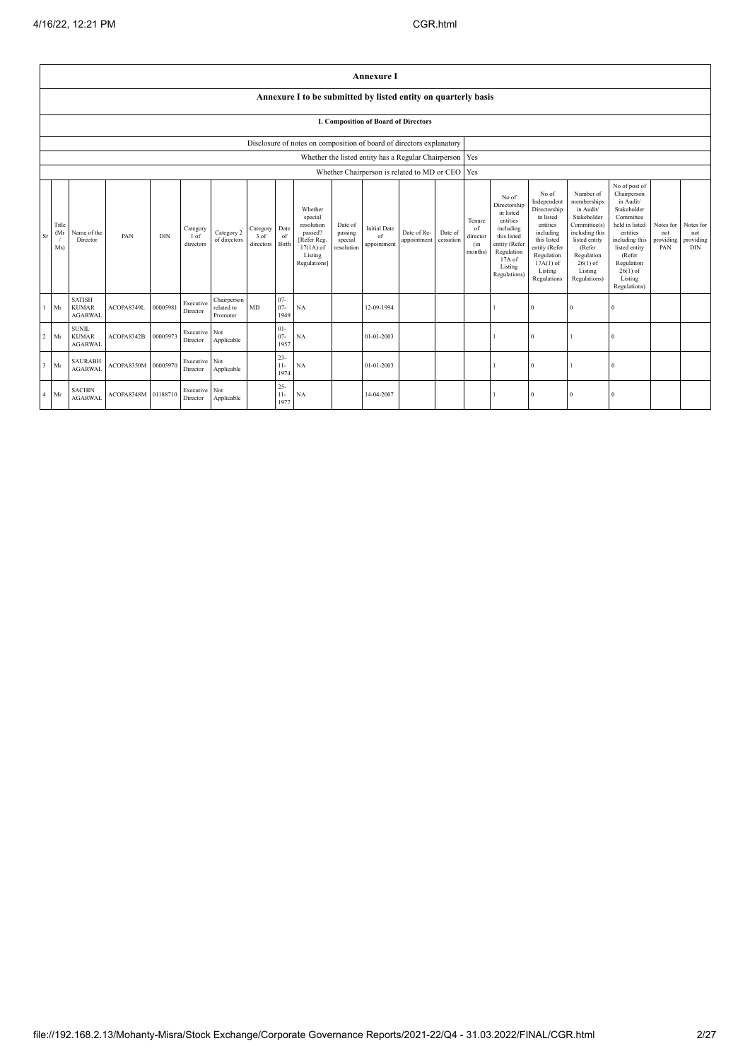## Annexure I

### Annexure I to be submitted by listed entity on quarterly basis

### I. Composition of Board of Directors

| Disclosure of notes on composition of board of directors explanatory | |
|---|---|
| Whether the listed entity has a Regular Chairperson | Yes |
| Whether Chairperson is related to MD or CEO | Yes |

| Sr | Title (Mr / Ms) | Name of the Director | PAN | DIN | Category 1 of directors | Category 2 of directors | Category 3 of directors | Date of Birth | Whether special resolution passed? [Refer Reg. 17(1A) of Listing Regulations] | Date of passing special resolution | Initial Date of appointment | Date of Re-appointment | Date of cessation | Tenure of director (in months) | No of Directorship in listed entities including this listed entity (Refer Regulation 17A of Listing Regulations) | No of Independent Directorship in listed entities including this listed entity (Refer Regulation 17A(1) of Listing Regulations | Number of memberships in Audit/ Stakeholder Committee(s) including this listed entity (Refer Regulation 26(1) of Listing Regulations) | No of post of Chairperson in Audit/ Stakeholder Committee held in listed entities including this listed entity (Refer Regulation 26(1) of Listing Regulations) | Notes for not providing PAN | Notes for not providing DIN |
|---|---|---|---|---|---|---|---|---|---|---|---|---|---|---|---|---|---|---|---|---|
| 1 | Mr | SATISH KUMAR AGARWAL | ACOPA8349L | 00005981 | Executive Director | Chairperson related to Promoter | MD | 07-07-1949 | NA | | 12-09-1994 | | | | 1 | 0 | 0 | 0 | | |
| 2 | Mr | SUNIL KUMAR AGARWAL | ACOPA8342B | 00005973 | Executive Director | Not Applicable | | 01-07-1957 | NA | | 01-01-2003 | | | | 1 | 0 | 1 | 0 | | |
| 3 | Mr | SAURABH AGARWAL | ACOPA8350M | 00005970 | Executive Director | Not Applicable | | 23-11-1974 | NA | | 01-01-2003 | | | | 1 | 0 | 1 | 0 | | |
| 4 | Mr | SACHIN AGARWAL | ACOPA8348M | 01188710 | Executive Director | Not Applicable | | 25-11-1977 | NA | | 14-04-2007 | | | | 1 | 0 | 0 | 0 | | |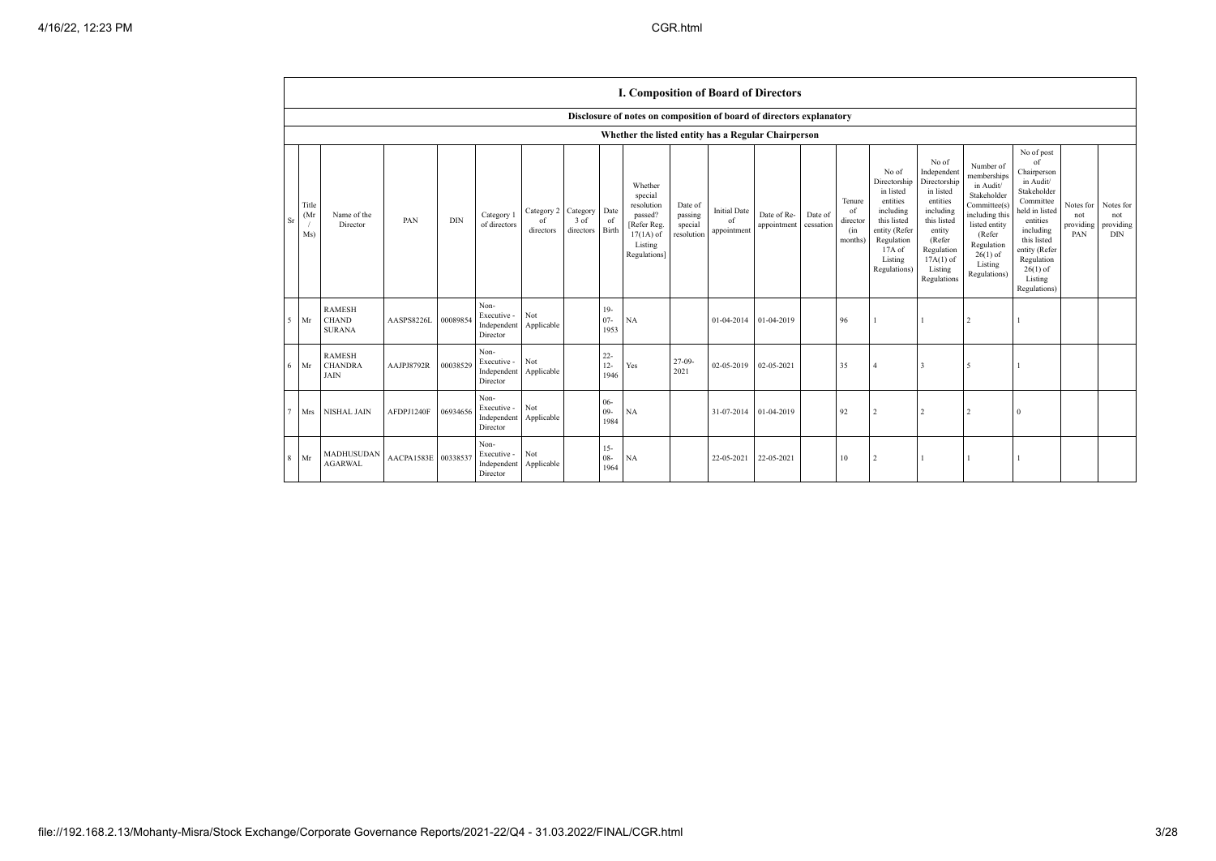## I. Composition of Board of Directors

Disclosure of notes on composition of board of directors explanatory

Whether the listed entity has a Regular Chairperson

| Sr | Title (Mr / Ms) | Name of the Director | PAN | DIN | Category 1 of directors | Category 2 of directors | Category 3 of directors | Date of Birth | Whether special resolution passed? [Refer Reg. 17(1A) of Listing Regulations] | Date of passing special resolution | Initial Date of appointment | Date of Re-appointment | Date of cessation | Tenure of director (in months) | No of Directorship in listed entities including this listed entity (Refer Regulation 17A of Listing Regulations) | No of Independent Directorship in listed entities including this listed entity (Refer Regulation 17A(1) of Listing Regulations | Number of memberships in Audit/ Stakeholder Committee(s) including this listed entity (Refer Regulation 26(1) of Listing Regulations) | No of post of Chairperson in Audit/ Stakeholder Committee held in listed entities including this listed entity (Refer Regulation 26(1) of Listing Regulations) | Notes for not providing PAN | Notes for not providing DIN |
|---|---|---|---|---|---|---|---|---|---|---|---|---|---|---|---|---|---|---|---|---|
| 5 | Mr | RAMESH CHAND SURANA | AASPS8226L | 00089854 | Non-Executive - Independent Director | Not Applicable | | 19-07-1953 | NA | | 01-04-2014 | 01-04-2019 | | 96 | 1 | 1 | 2 | 1 | | |
| 6 | Mr | RAMESH CHANDRA JAIN | AAJPJ8792R | 00038529 | Non-Executive - Independent Director | Not Applicable | | 22-12-1946 | Yes | 27-09-2021 | 02-05-2019 | 02-05-2021 | | 35 | 4 | 3 | 5 | 1 | | |
| 7 | Mrs | NISHAL JAIN | AFDPJ1240F | 06934656 | Non-Executive - Independent Director | Not Applicable | | 06-09-1984 | NA | | 31-07-2014 | 01-04-2019 | | 92 | 2 | 2 | 2 | 0 | | |
| 8 | Mr | MADHUSUDAN AGARWAL | AACPA1583E | 00338537 | Non-Executive - Independent Director | Not Applicable | | 15-08-1964 | NA | | 22-05-2021 | 22-05-2021 | | 10 | 2 | 1 | 1 | 1 | | |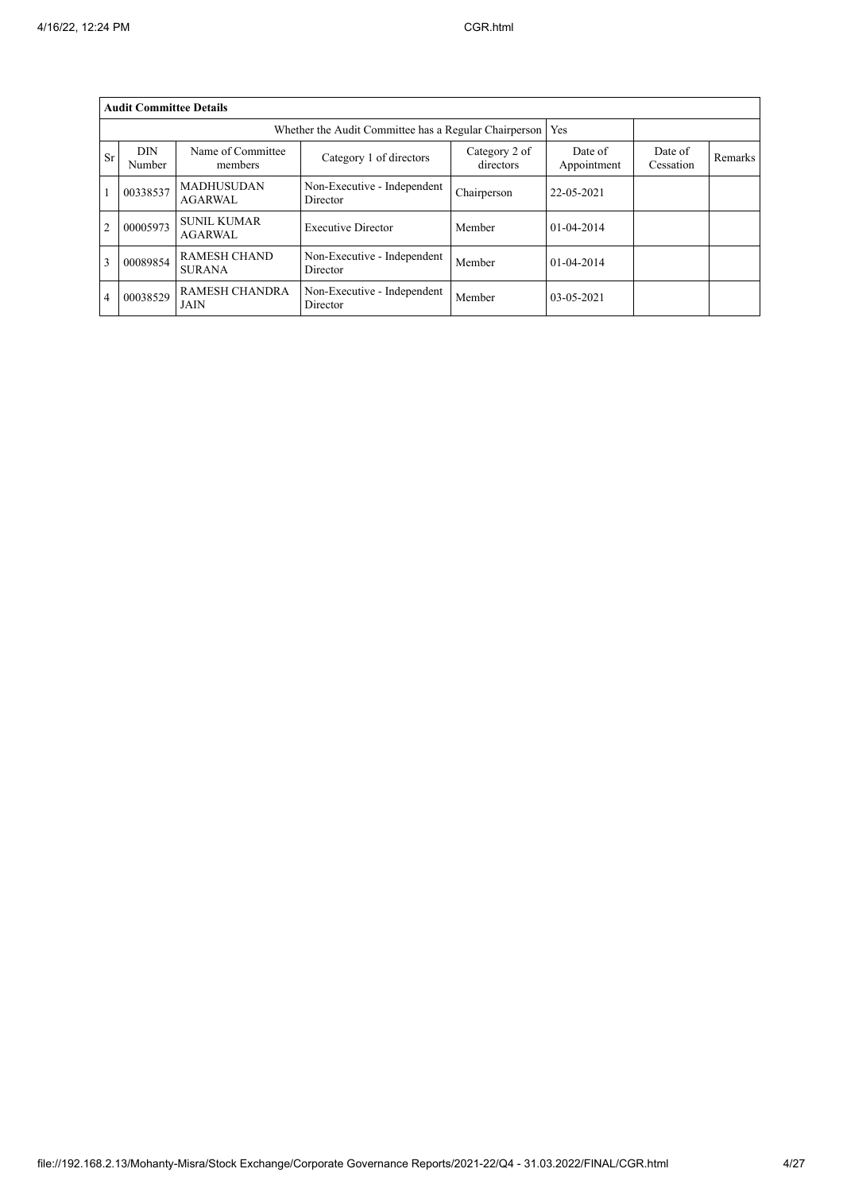**Audit Committee Details**

| Whether the Audit Committee has a Regular Chairperson | | | | | Yes | | |
|---|---|---|---|---|---|---|---|
| Sr | DIN Number | Name of Committee members | Category 1 of directors | Category 2 of directors | Date of Appointment | Date of Cessation | Remarks |
| 1 | 00338537 | MADHUSUDAN AGARWAL | Non-Executive - Independent Director | Chairperson | 22-05-2021 | | |
| 2 | 00005973 | SUNIL KUMAR AGARWAL | Executive Director | Member | 01-04-2014 | | |
| 3 | 00089854 | RAMESH CHAND SURANA | Non-Executive - Independent Director | Member | 01-04-2014 | | |
| 4 | 00038529 | RAMESH CHANDRA JAIN | Non-Executive - Independent Director | Member | 03-05-2021 | | |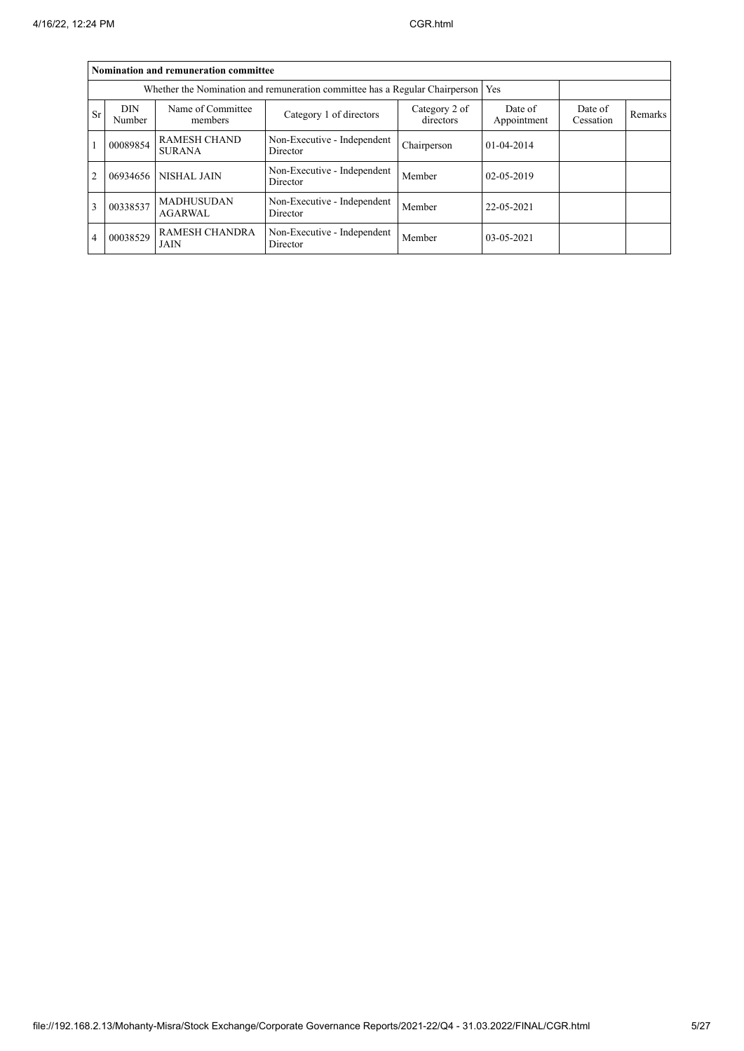| Nomination and remuneration committee | | | | | | | |
|---|---|---|---|---|---|---|---|
| Whether the Nomination and remuneration committee has a Regular Chairperson | | | | | Yes | | |
| Sr | DIN Number | Name of Committee members | Category 1 of directors | Category 2 of directors | Date of Appointment | Date of Cessation | Remarks |
| 1 | 00089854 | RAMESH CHAND SURANA | Non-Executive - Independent Director | Chairperson | 01-04-2014 | | |
| 2 | 06934656 | NISHAL JAIN | Non-Executive - Independent Director | Member | 02-05-2019 | | |
| 3 | 00338537 | MADHUSUDAN AGARWAL | Non-Executive - Independent Director | Member | 22-05-2021 | | |
| 4 | 00038529 | RAMESH CHANDRA JAIN | Non-Executive - Independent Director | Member | 03-05-2021 | | |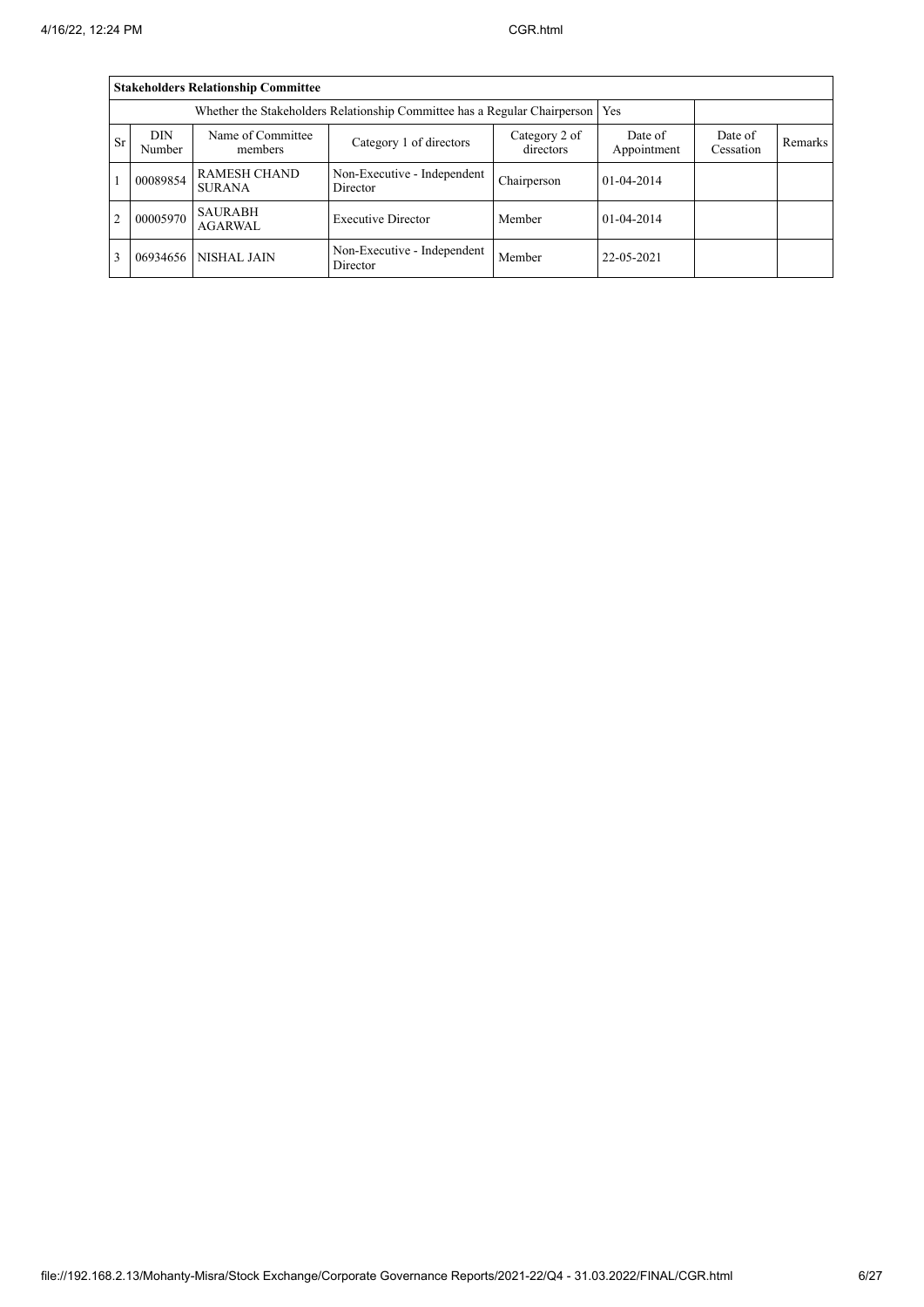| **Stakeholders Relationship Committee** | | | | | | | |
|---|---|---|---|---|---|---|---|
| Whether the Stakeholders Relationship Committee has a Regular Chairperson | | | | | Yes | | |
| Sr | DIN Number | Name of Committee members | Category 1 of directors | Category 2 of directors | Date of Appointment | Date of Cessation | Remarks |
| 1 | 00089854 | RAMESH CHAND SURANA | Non-Executive - Independent Director | Chairperson | 01-04-2014 | | |
| 2 | 00005970 | SAURABH AGARWAL | Executive Director | Member | 01-04-2014 | | |
| 3 | 06934656 | NISHAL JAIN | Non-Executive - Independent Director | Member | 22-05-2021 | | |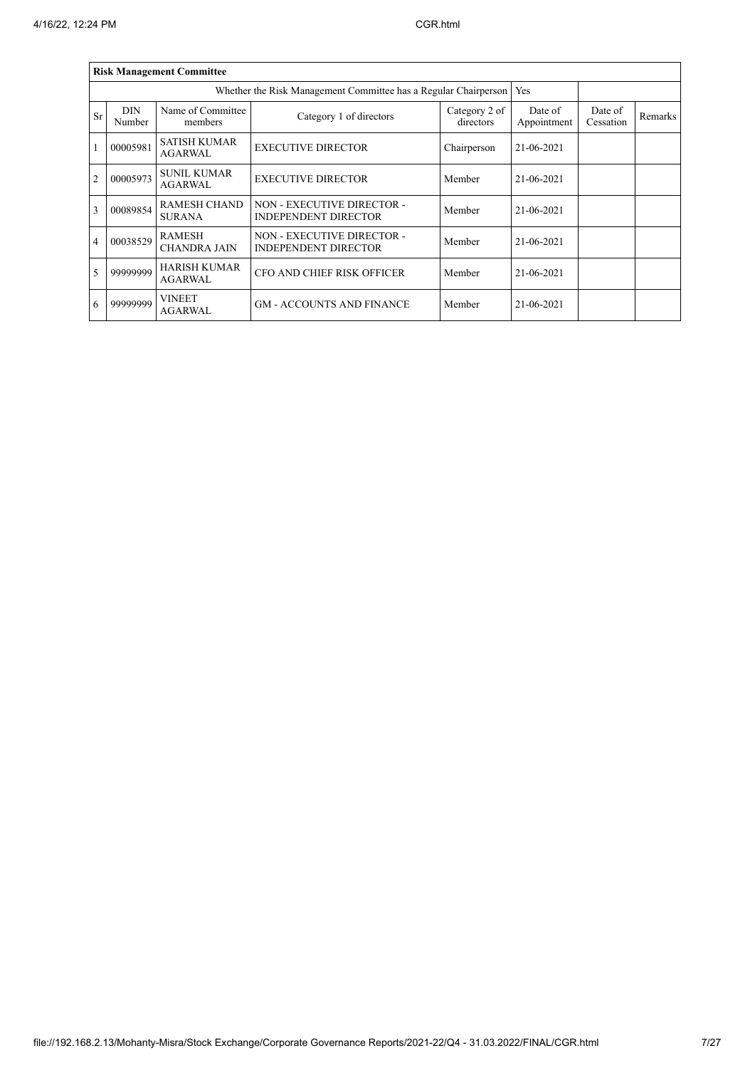| **Risk Management Committee** | | | | | | | |
|---|---|---|---|---|---|---|---|
| Whether the Risk Management Committee has a Regular Chairperson | | | | Yes | | | |
| Sr | DIN Number | Name of Committee members | Category 1 of directors | Category 2 of directors | Date of Appointment | Date of Cessation | Remarks |
| 1 | 00005981 | SATISH KUMAR AGARWAL | EXECUTIVE DIRECTOR | Chairperson | 21-06-2021 | | |
| 2 | 00005973 | SUNIL KUMAR AGARWAL | EXECUTIVE DIRECTOR | Member | 21-06-2021 | | |
| 3 | 00089854 | RAMESH CHAND SURANA | NON - EXECUTIVE DIRECTOR - INDEPENDENT DIRECTOR | Member | 21-06-2021 | | |
| 4 | 00038529 | RAMESH CHANDRA JAIN | NON - EXECUTIVE DIRECTOR - INDEPENDENT DIRECTOR | Member | 21-06-2021 | | |
| 5 | 99999999 | HARISH KUMAR AGARWAL | CFO AND CHIEF RISK OFFICER | Member | 21-06-2021 | | |
| 6 | 99999999 | VINEET AGARWAL | GM - ACCOUNTS AND FINANCE | Member | 21-06-2021 | | |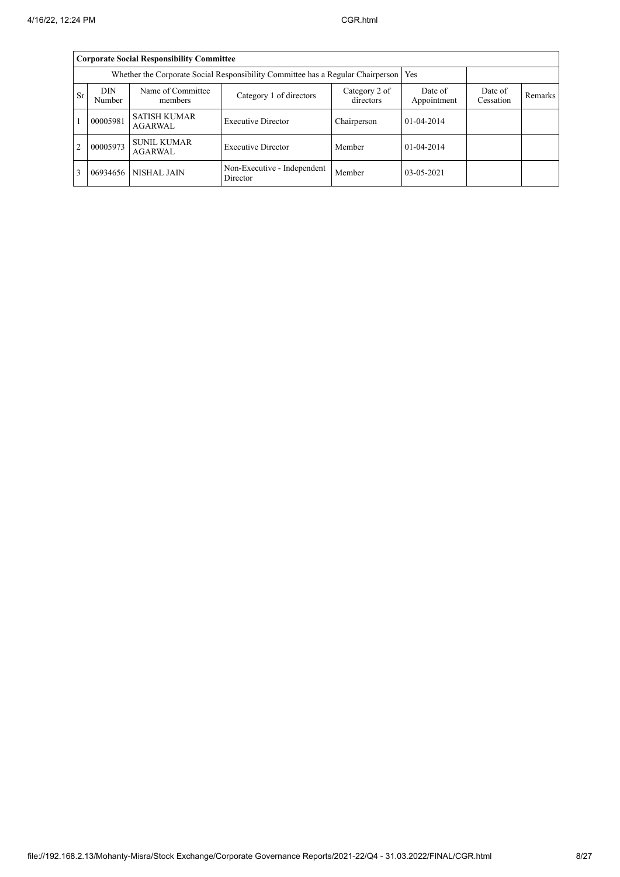| Corporate Social Responsibility Committee | | | | | | | |
|---|---|---|---|---|---|---|---|
| Whether the Corporate Social Responsibility Committee has a Regular Chairperson | | | | | Yes | | |
| Sr | DIN Number | Name of Committee members | Category 1 of directors | Category 2 of directors | Date of Appointment | Date of Cessation | Remarks |
| 1 | 00005981 | SATISH KUMAR AGARWAL | Executive Director | Chairperson | 01-04-2014 | | |
| 2 | 00005973 | SUNIL KUMAR AGARWAL | Executive Director | Member | 01-04-2014 | | |
| 3 | 06934656 | NISHAL JAIN | Non-Executive - Independent Director | Member | 03-05-2021 | | |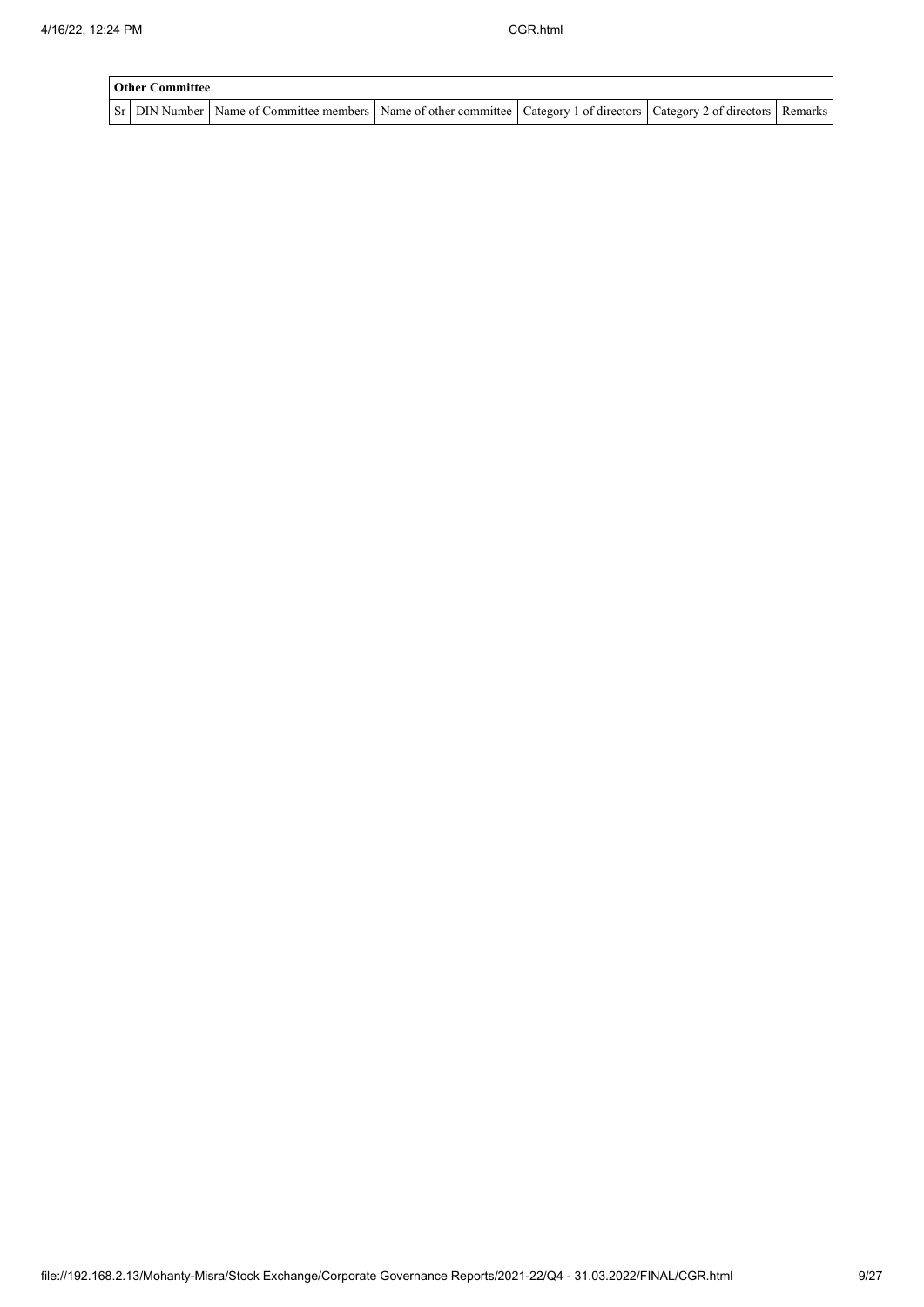| Other Committee | | | | | | |
|---|---|---|---|---|---|---|
| Sr | DIN Number | Name of Committee members | Name of other committee | Category 1 of directors | Category 2 of directors | Remarks |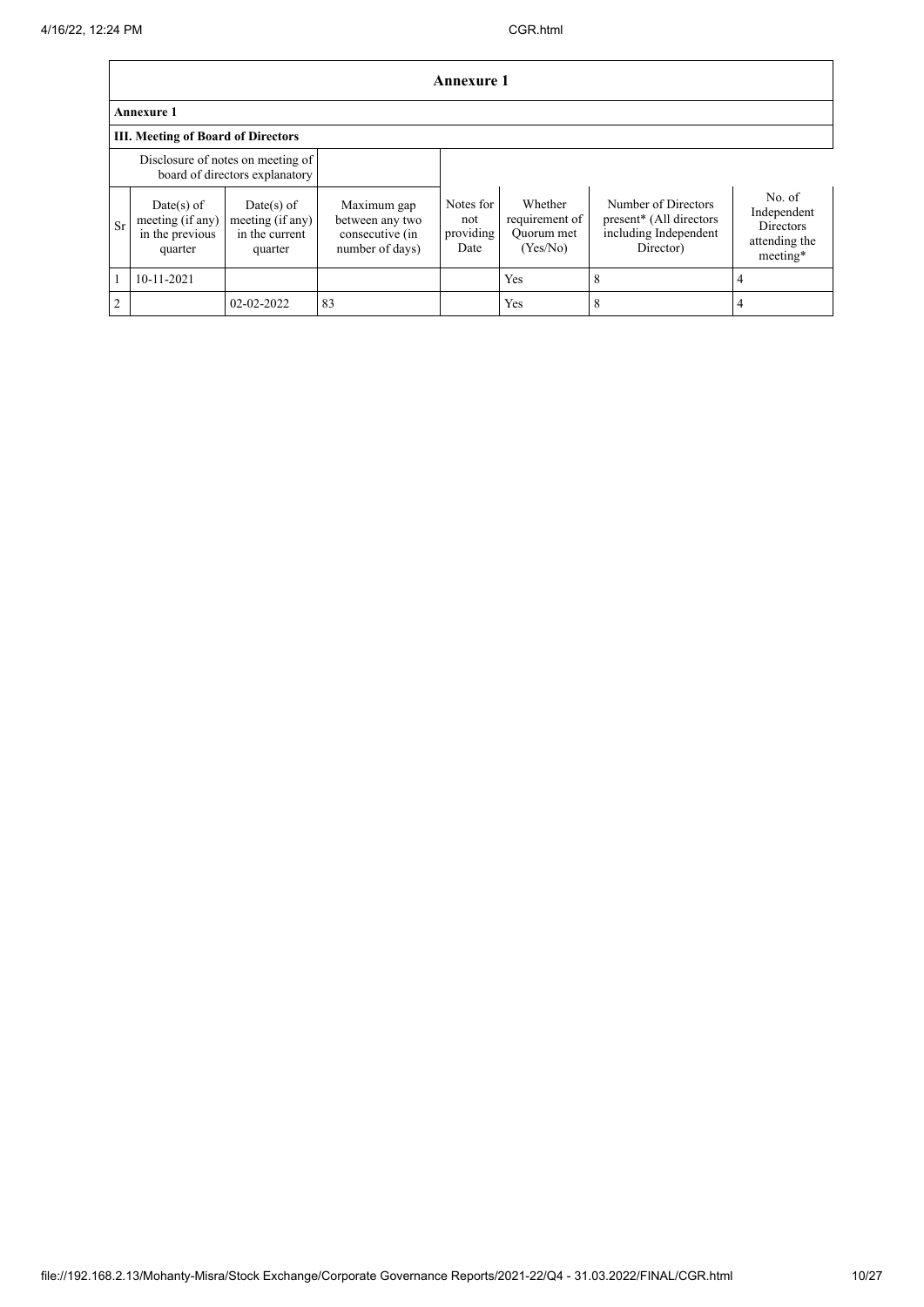# Annexure 1

## Annexure 1

### III. Meeting of Board of Directors

| Disclosure of notes on meeting of board of directors explanatory | | | | | | | |
|---|---|---|---|---|---|---|---|
| Sr | Date(s) of meeting (if any) in the previous quarter | Date(s) of meeting (if any) in the current quarter | Maximum gap between any two consecutive (in number of days) | Notes for not providing Date | Whether requirement of Quorum met (Yes/No) | Number of Directors present* (All directors including Independent Director) | No. of Independent Directors attending the meeting* |
| 1 | 10-11-2021 | | | | Yes | 8 | 4 |
| 2 | | 02-02-2022 | 83 | | Yes | 8 | 4 |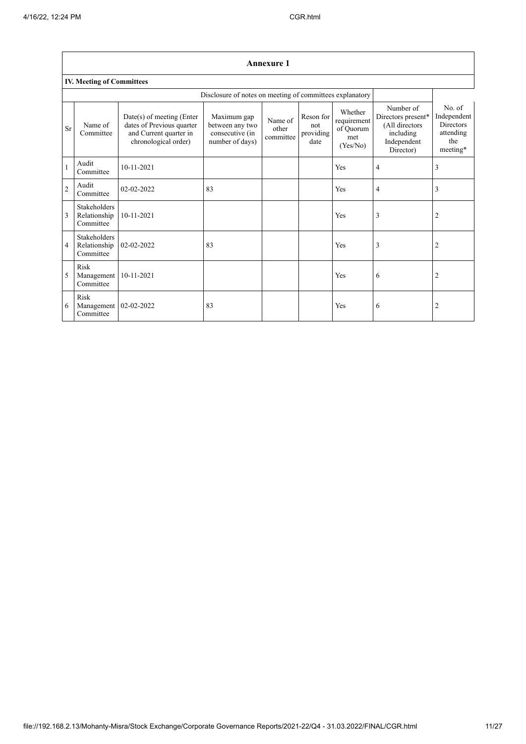## Annexure 1

### IV. Meeting of Committees

| | | | Disclosure of notes on meeting of committees explanatory | | | | | |
|---|---|---|---|---|---|---|---|---|
| Sr | Name of Committee | Date(s) of meeting (Enter dates of Previous quarter and Current quarter in chronological order) | Maximum gap between any two consecutive (in number of days) | Name of other committee | Reson for not providing date | Whether requirement of Quorum met (Yes/No) | Number of Directors present* (All directors including Independent Director) | No. of Independent Directors attending the meeting* |
| 1 | Audit Committee | 10-11-2021 | | | | Yes | 4 | 3 |
| 2 | Audit Committee | 02-02-2022 | 83 | | | Yes | 4 | 3 |
| 3 | Stakeholders Relationship Committee | 10-11-2021 | | | | Yes | 3 | 2 |
| 4 | Stakeholders Relationship Committee | 02-02-2022 | 83 | | | Yes | 3 | 2 |
| 5 | Risk Management Committee | 10-11-2021 | | | | Yes | 6 | 2 |
| 6 | Risk Management Committee | 02-02-2022 | 83 | | | Yes | 6 | 2 |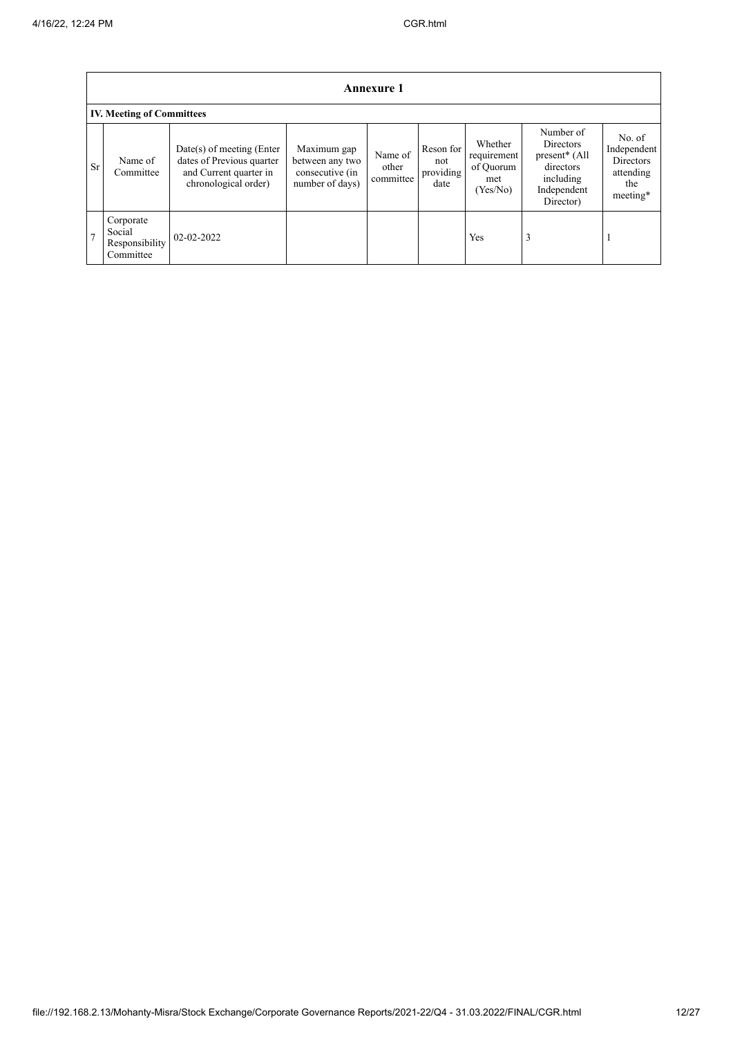| Annexure 1 | | | | | | | | |
|---|---|---|---|---|---|---|---|---|
| **IV. Meeting of Committees** | | | | | | | | |
| Sr | Name of Committee | Date(s) of meeting (Enter dates of Previous quarter and Current quarter in chronological order) | Maximum gap between any two consecutive (in number of days) | Name of other committee | Reson for not providing date | Whether requirement of Quorum met (Yes/No) | Number of Directors present* (All directors including Independent Director) | No. of Independent Directors attending the meeting* |
| 7 | Corporate Social Responsibility Committee | 02-02-2022 | | | | Yes | 3 | 1 |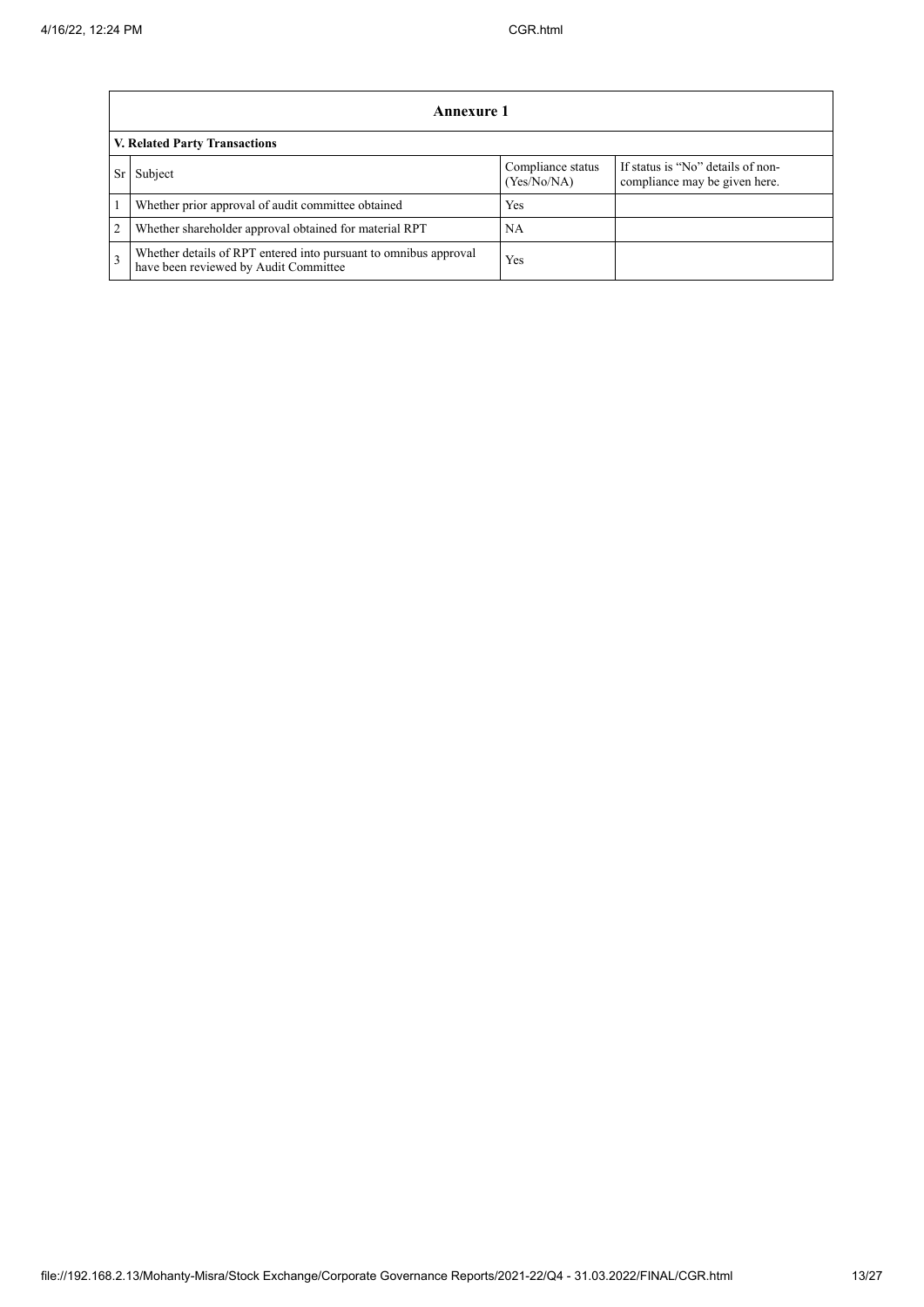| Annexure 1 | | | |
|---|---|---|---|
| **V. Related Party Transactions** | | | |
| Sr | Subject | Compliance status (Yes/No/NA) | If status is "No" details of non-compliance may be given here. |
| 1 | Whether prior approval of audit committee obtained | Yes | |
| 2 | Whether shareholder approval obtained for material RPT | NA | |
| 3 | Whether details of RPT entered into pursuant to omnibus approval have been reviewed by Audit Committee | Yes | |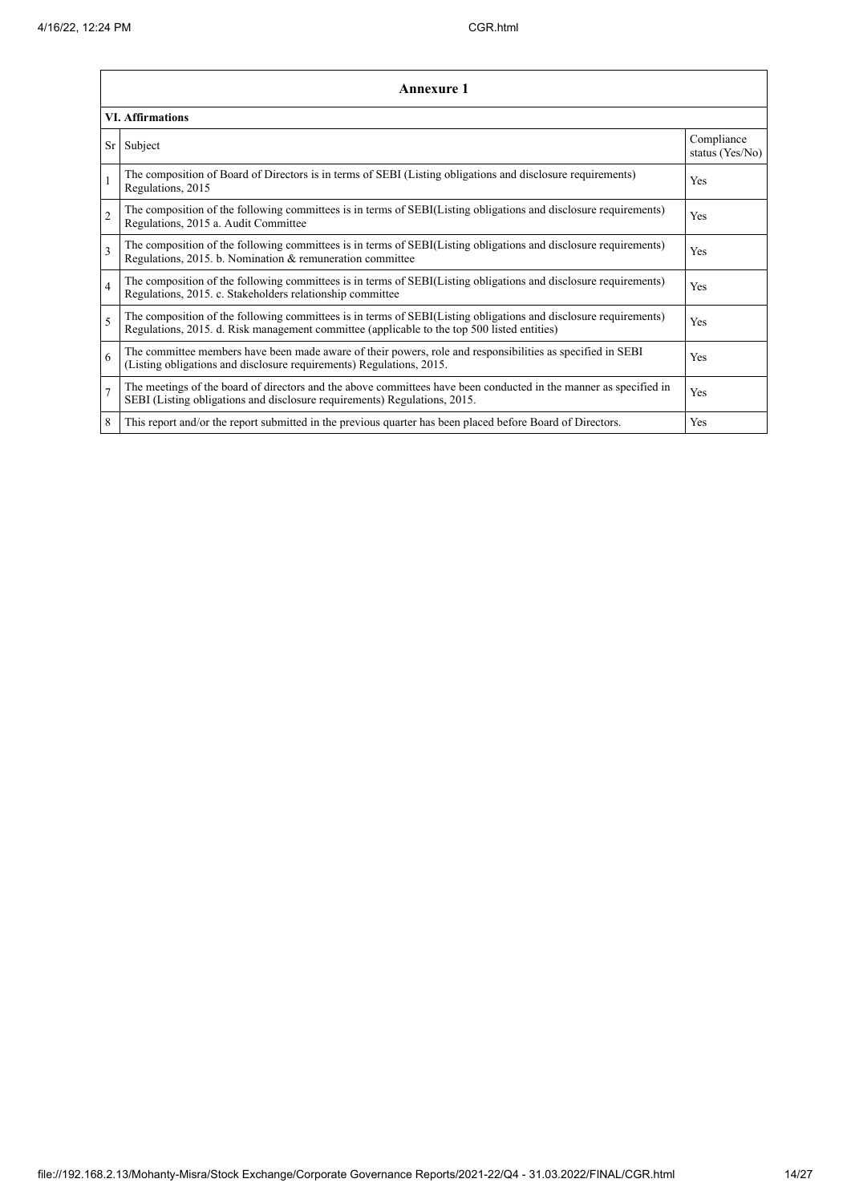| Annexure 1 | | |
|---|---|---|
| **VI. Affirmations** | | |
| Sr | Subject | Compliance status (Yes/No) |
| 1 | The composition of Board of Directors is in terms of SEBI (Listing obligations and disclosure requirements) Regulations, 2015 | Yes |
| 2 | The composition of the following committees is in terms of SEBI(Listing obligations and disclosure requirements) Regulations, 2015 a. Audit Committee | Yes |
| 3 | The composition of the following committees is in terms of SEBI(Listing obligations and disclosure requirements) Regulations, 2015. b. Nomination & remuneration committee | Yes |
| 4 | The composition of the following committees is in terms of SEBI(Listing obligations and disclosure requirements) Regulations, 2015. c. Stakeholders relationship committee | Yes |
| 5 | The composition of the following committees is in terms of SEBI(Listing obligations and disclosure requirements) Regulations, 2015. d. Risk management committee (applicable to the top 500 listed entities) | Yes |
| 6 | The committee members have been made aware of their powers, role and responsibilities as specified in SEBI (Listing obligations and disclosure requirements) Regulations, 2015. | Yes |
| 7 | The meetings of the board of directors and the above committees have been conducted in the manner as specified in SEBI (Listing obligations and disclosure requirements) Regulations, 2015. | Yes |
| 8 | This report and/or the report submitted in the previous quarter has been placed before Board of Directors. | Yes |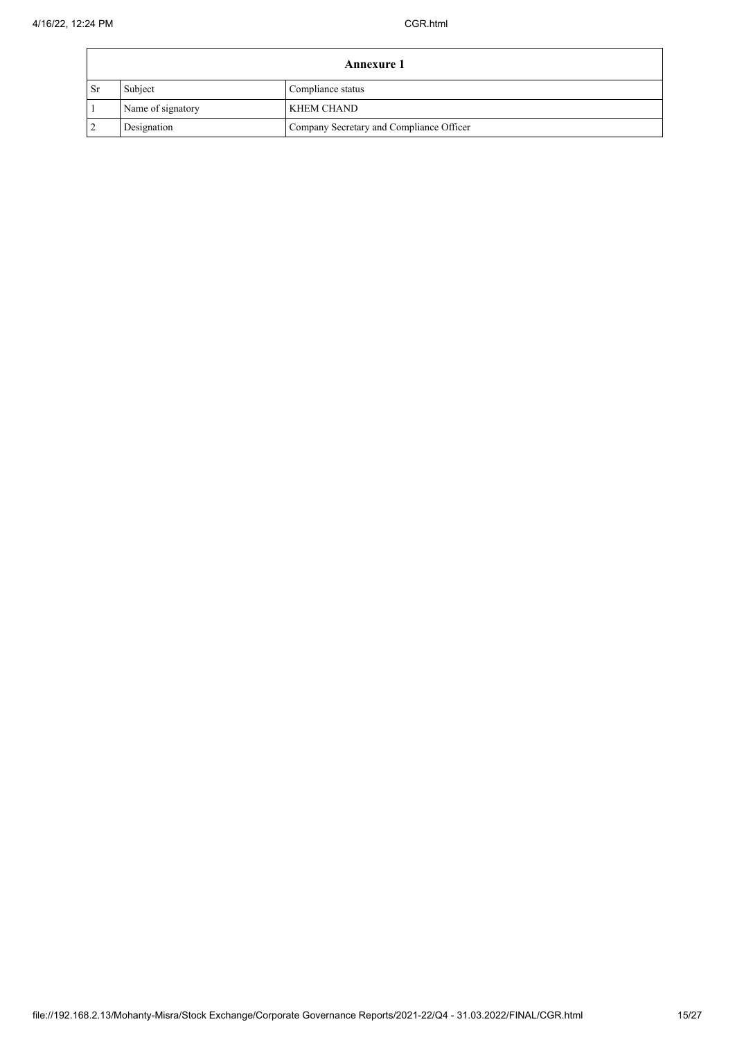| Annexure 1 | | |
|---|---|---|
| Sr | Subject | Compliance status |
| 1 | Name of signatory | KHEM CHAND |
| 2 | Designation | Company Secretary and Compliance Officer |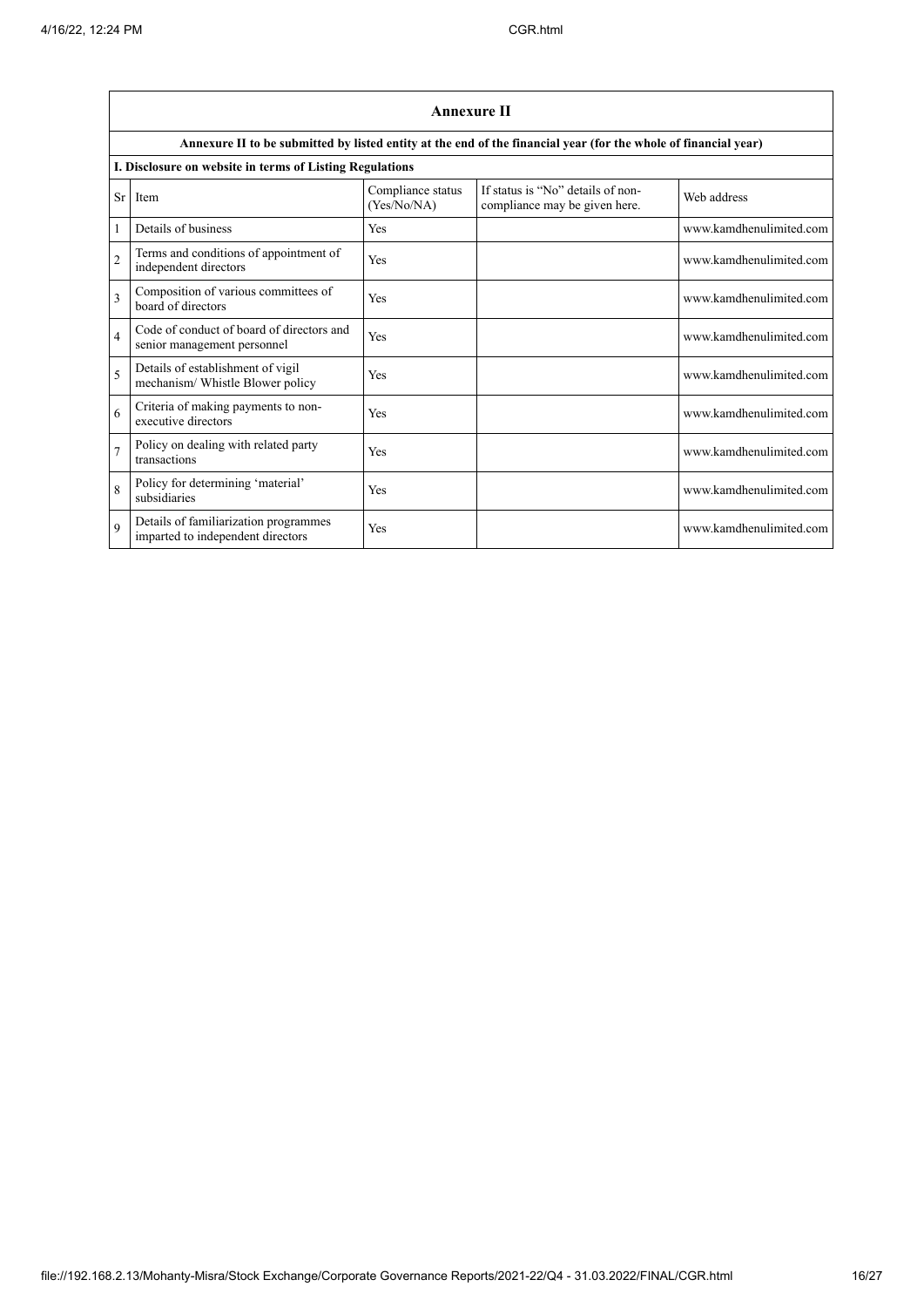| Annexure II | | | | |
|---|---|---|---|---|
| **Annexure II to be submitted by listed entity at the end of the financial year (for the whole of financial year)** | | | | |
| **I. Disclosure on website in terms of Listing Regulations** | | | | |
| Sr | Item | Compliance status (Yes/No/NA) | If status is "No" details of non-compliance may be given here. | Web address |
| 1 | Details of business | Yes | | www.kamdhenulimited.com |
| 2 | Terms and conditions of appointment of independent directors | Yes | | www.kamdhenulimited.com |
| 3 | Composition of various committees of board of directors | Yes | | www.kamdhenulimited.com |
| 4 | Code of conduct of board of directors and senior management personnel | Yes | | www.kamdhenulimited.com |
| 5 | Details of establishment of vigil mechanism/ Whistle Blower policy | Yes | | www.kamdhenulimited.com |
| 6 | Criteria of making payments to non-executive directors | Yes | | www.kamdhenulimited.com |
| 7 | Policy on dealing with related party transactions | Yes | | www.kamdhenulimited.com |
| 8 | Policy for determining 'material' subsidiaries | Yes | | www.kamdhenulimited.com |
| 9 | Details of familiarization programmes imparted to independent directors | Yes | | www.kamdhenulimited.com |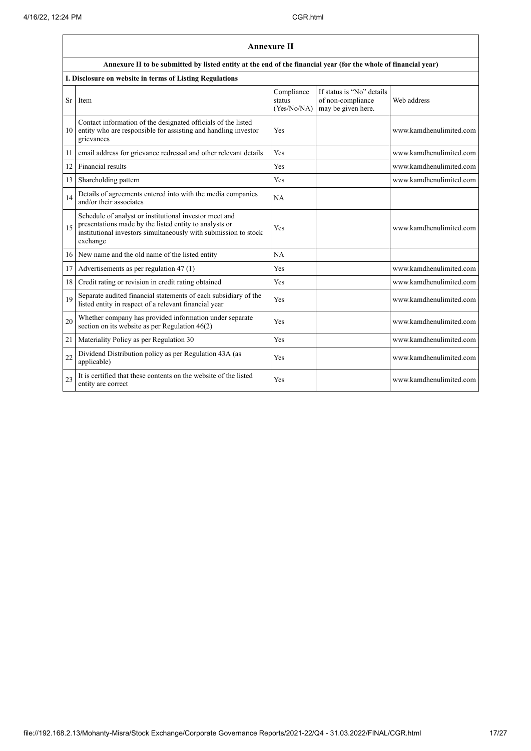## Annexure II

**Annexure II to be submitted by listed entity at the end of the financial year (for the whole of financial year)**

**I. Disclosure on website in terms of Listing Regulations**

| Sr | Item | Compliance status (Yes/No/NA) | If status is "No" details of non-compliance may be given here. | Web address |
|---|---|---|---|---|
| 10 | Contact information of the designated officials of the listed entity who are responsible for assisting and handling investor grievances | Yes | | www.kamdhenulimited.com |
| 11 | email address for grievance redressal and other relevant details | Yes | | www.kamdhenulimited.com |
| 12 | Financial results | Yes | | www.kamdhenulimited.com |
| 13 | Shareholding pattern | Yes | | www.kamdhenulimited.com |
| 14 | Details of agreements entered into with the media companies and/or their associates | NA | | |
| 15 | Schedule of analyst or institutional investor meet and presentations made by the listed entity to analysts or institutional investors simultaneously with submission to stock exchange | Yes | | www.kamdhenulimited.com |
| 16 | New name and the old name of the listed entity | NA | | |
| 17 | Advertisements as per regulation 47 (1) | Yes | | www.kamdhenulimited.com |
| 18 | Credit rating or revision in credit rating obtained | Yes | | www.kamdhenulimited.com |
| 19 | Separate audited financial statements of each subsidiary of the listed entity in respect of a relevant financial year | Yes | | www.kamdhenulimited.com |
| 20 | Whether company has provided information under separate section on its website as per Regulation 46(2) | Yes | | www.kamdhenulimited.com |
| 21 | Materiality Policy as per Regulation 30 | Yes | | www.kamdhenulimited.com |
| 22 | Dividend Distribution policy as per Regulation 43A (as applicable) | Yes | | www.kamdhenulimited.com |
| 23 | It is certified that these contents on the website of the listed entity are correct | Yes | | www.kamdhenulimited.com |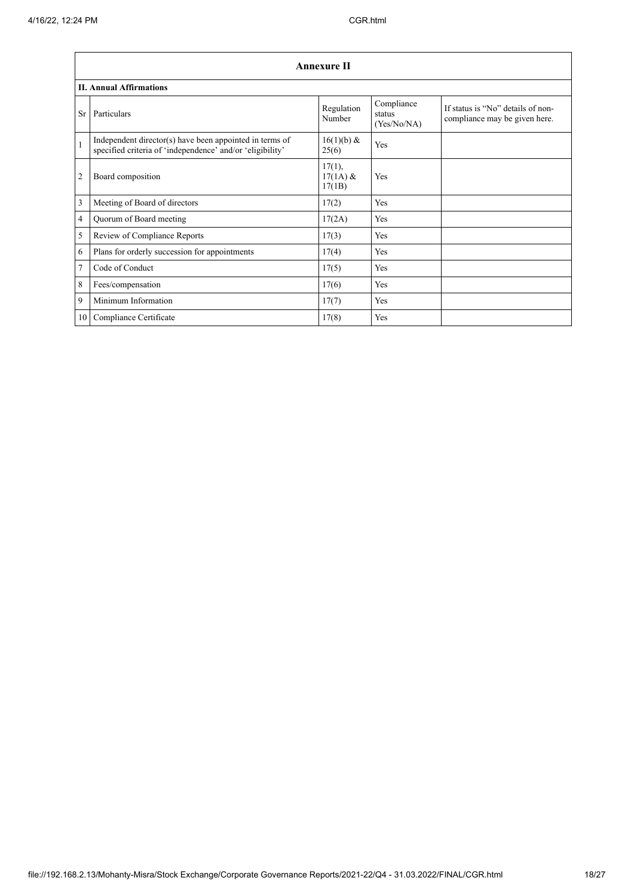## Annexure II

### II. Annual Affirmations

| Sr | Particulars | Regulation Number | Compliance status (Yes/No/NA) | If status is "No" details of non-compliance may be given here. |
|---|---|---|---|---|
| 1 | Independent director(s) have been appointed in terms of specified criteria of 'independence' and/or 'eligibility' | 16(1)(b) & 25(6) | Yes | |
| 2 | Board composition | 17(1), 17(1A) & 17(1B) | Yes | |
| 3 | Meeting of Board of directors | 17(2) | Yes | |
| 4 | Quorum of Board meeting | 17(2A) | Yes | |
| 5 | Review of Compliance Reports | 17(3) | Yes | |
| 6 | Plans for orderly succession for appointments | 17(4) | Yes | |
| 7 | Code of Conduct | 17(5) | Yes | |
| 8 | Fees/compensation | 17(6) | Yes | |
| 9 | Minimum Information | 17(7) | Yes | |
| 10 | Compliance Certificate | 17(8) | Yes | |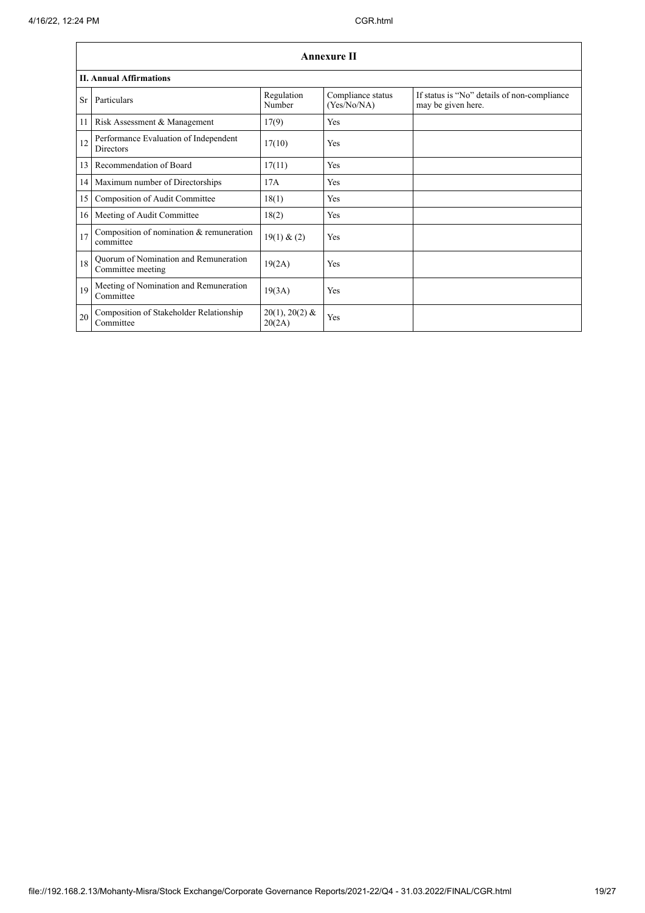## Annexure II

### II. Annual Affirmations

| Sr | Particulars | Regulation Number | Compliance status (Yes/No/NA) | If status is "No" details of non-compliance may be given here. |
|---|---|---|---|---|
| 11 | Risk Assessment & Management | 17(9) | Yes | |
| 12 | Performance Evaluation of Independent Directors | 17(10) | Yes | |
| 13 | Recommendation of Board | 17(11) | Yes | |
| 14 | Maximum number of Directorships | 17A | Yes | |
| 15 | Composition of Audit Committee | 18(1) | Yes | |
| 16 | Meeting of Audit Committee | 18(2) | Yes | |
| 17 | Composition of nomination & remuneration committee | 19(1) & (2) | Yes | |
| 18 | Quorum of Nomination and Remuneration Committee meeting | 19(2A) | Yes | |
| 19 | Meeting of Nomination and Remuneration Committee | 19(3A) | Yes | |
| 20 | Composition of Stakeholder Relationship Committee | 20(1), 20(2) & 20(2A) | Yes | |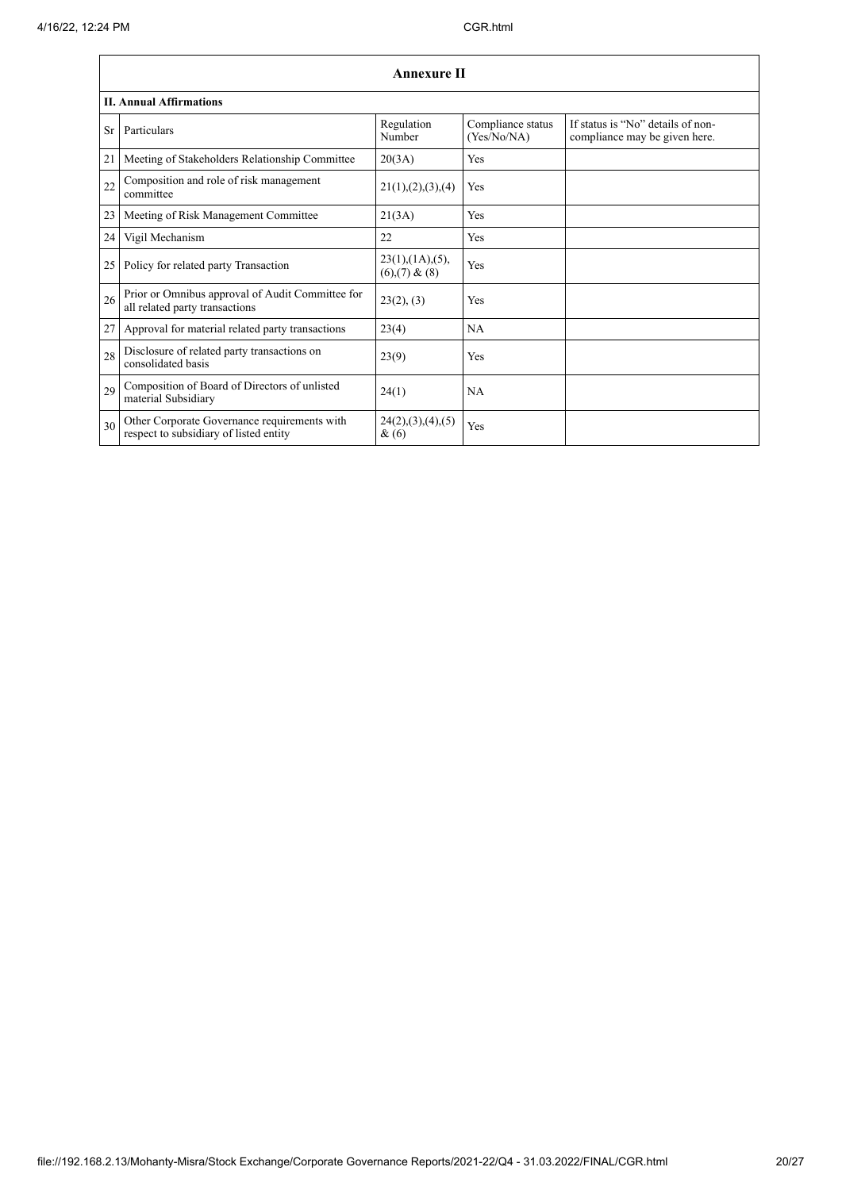## Annexure II

### II. Annual Affirmations

| Sr | Particulars | Regulation Number | Compliance status (Yes/No/NA) | If status is "No" details of non-compliance may be given here. |
|---|---|---|---|---|
| 21 | Meeting of Stakeholders Relationship Committee | 20(3A) | Yes | |
| 22 | Composition and role of risk management committee | 21(1),(2),(3),(4) | Yes | |
| 23 | Meeting of Risk Management Committee | 21(3A) | Yes | |
| 24 | Vigil Mechanism | 22 | Yes | |
| 25 | Policy for related party Transaction | 23(1),(1A),(5),(6),(7) & (8) | Yes | |
| 26 | Prior or Omnibus approval of Audit Committee for all related party transactions | 23(2), (3) | Yes | |
| 27 | Approval for material related party transactions | 23(4) | NA | |
| 28 | Disclosure of related party transactions on consolidated basis | 23(9) | Yes | |
| 29 | Composition of Board of Directors of unlisted material Subsidiary | 24(1) | NA | |
| 30 | Other Corporate Governance requirements with respect to subsidiary of listed entity | 24(2),(3),(4),(5) & (6) | Yes | |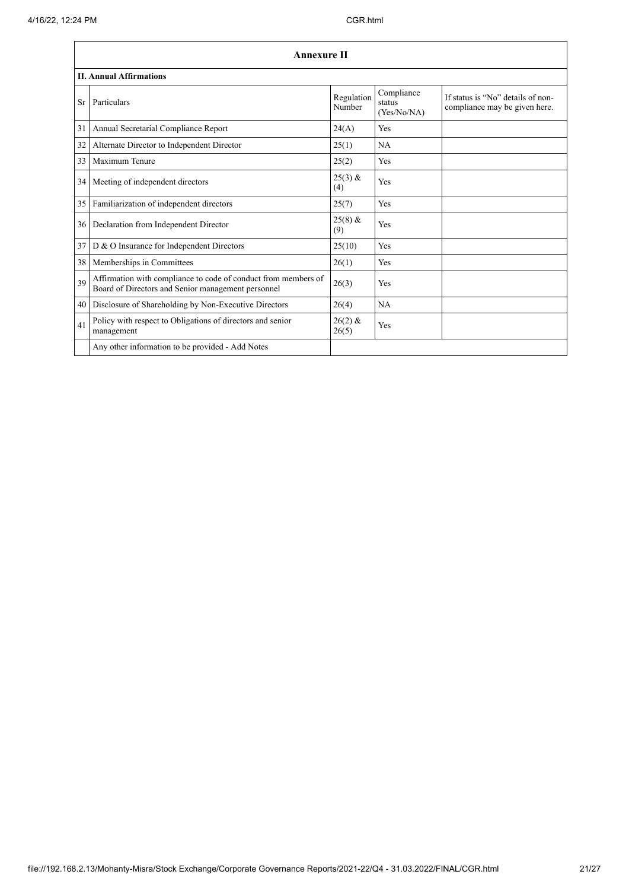## Annexure II

### II. Annual Affirmations

| Sr | Particulars | Regulation Number | Compliance status (Yes/No/NA) | If status is "No" details of non-compliance may be given here. |
|---|---|---|---|---|
| 31 | Annual Secretarial Compliance Report | 24(A) | Yes | |
| 32 | Alternate Director to Independent Director | 25(1) | NA | |
| 33 | Maximum Tenure | 25(2) | Yes | |
| 34 | Meeting of independent directors | 25(3) & (4) | Yes | |
| 35 | Familiarization of independent directors | 25(7) | Yes | |
| 36 | Declaration from Independent Director | 25(8) & (9) | Yes | |
| 37 | D & O Insurance for Independent Directors | 25(10) | Yes | |
| 38 | Memberships in Committees | 26(1) | Yes | |
| 39 | Affirmation with compliance to code of conduct from members of Board of Directors and Senior management personnel | 26(3) | Yes | |
| 40 | Disclosure of Shareholding by Non-Executive Directors | 26(4) | NA | |
| 41 | Policy with respect to Obligations of directors and senior management | 26(2) & 26(5) | Yes | |
| | Any other information to be provided - Add Notes | | | |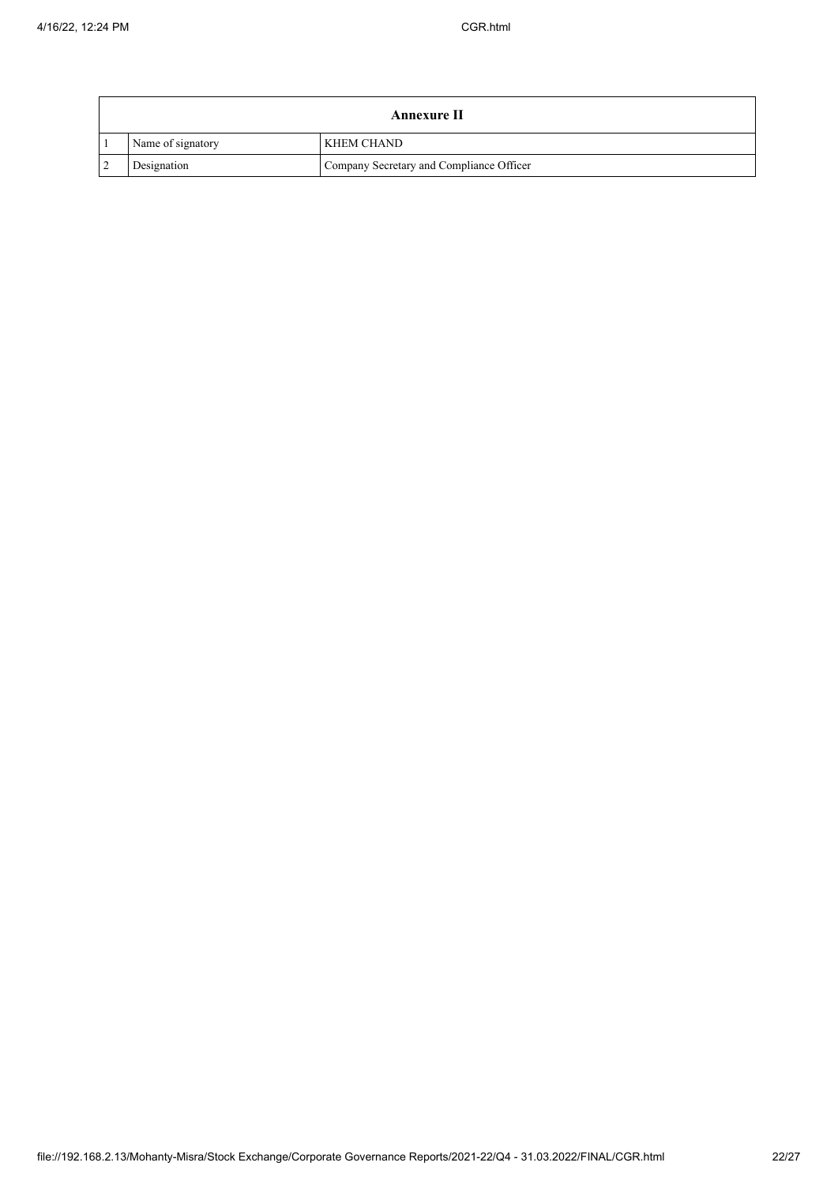| Annexure II | | |
|---|---|---|
| 1 | Name of signatory | KHEM CHAND |
| 2 | Designation | Company Secretary and Compliance Officer |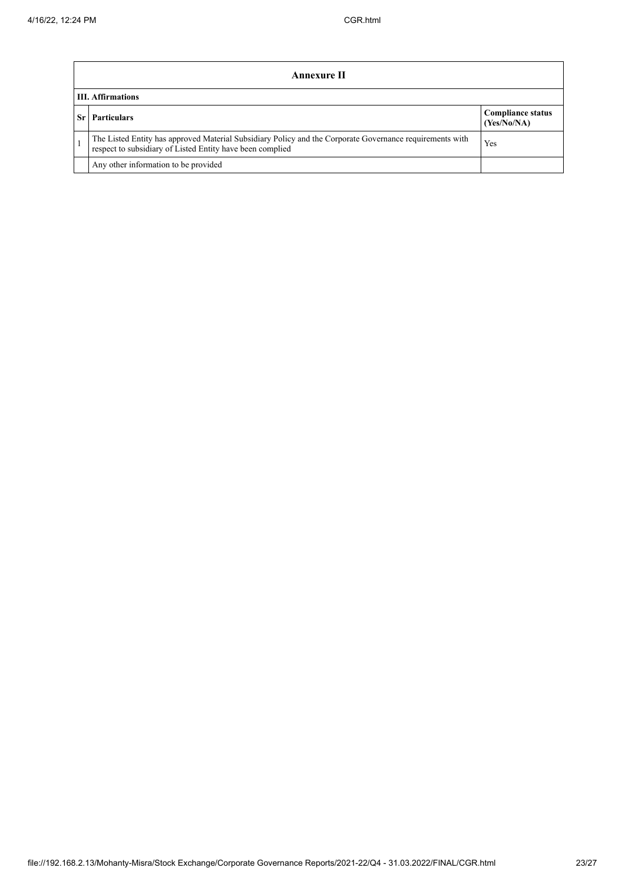| Annexure II | | |
|---|---|---|
| **III. Affirmations** | | |
| **Sr** | **Particulars** | **Compliance status (Yes/No/NA)** |
| 1 | The Listed Entity has approved Material Subsidiary Policy and the Corporate Governance requirements with respect to subsidiary of Listed Entity have been complied | Yes |
| | Any other information to be provided | |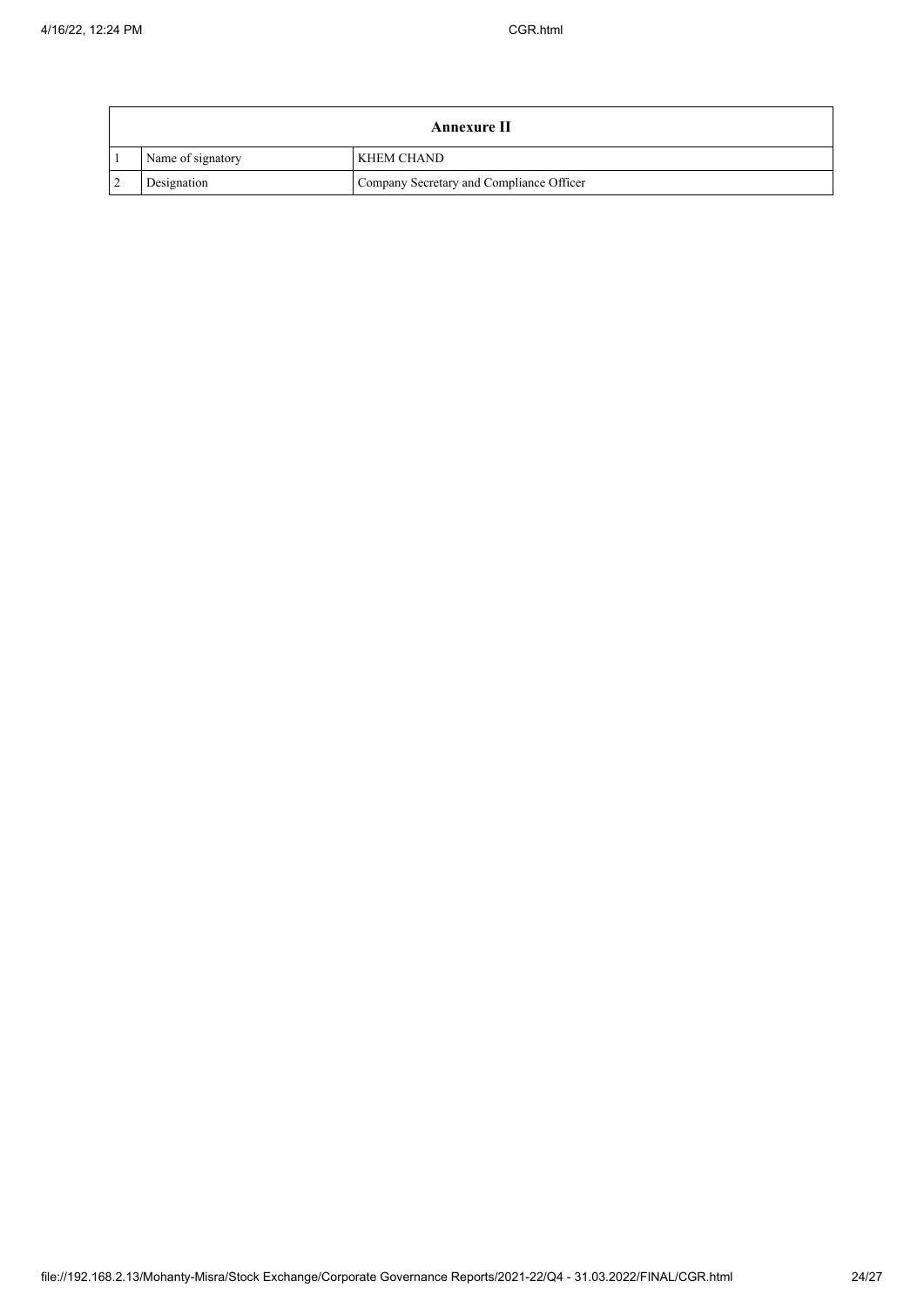| Annexure II | | |
|---|---|---|
| 1 | Name of signatory | KHEM CHAND |
| 2 | Designation | Company Secretary and Compliance Officer |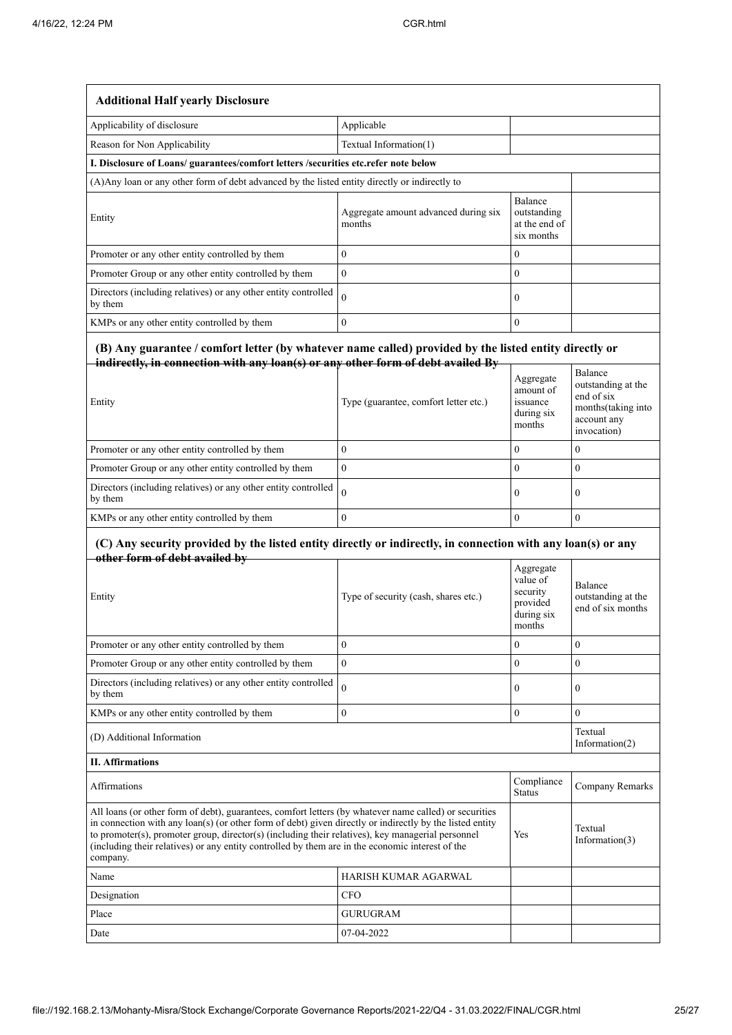| **Additional Half yearly Disclosure** | | | |
|---|---|---|---|
| Applicability of disclosure | Applicable | | |
| Reason for Non Applicability | Textual Information(1) | | |
| **I. Disclosure of Loans/ guarantees/comfort letters /securities etc.refer note below** | | | |
| (A)Any loan or any other form of debt advanced by the listed entity directly or indirectly to | | | |
| Entity | Aggregate amount advanced during six months | Balance outstanding at the end of six months | |
| Promoter or any other entity controlled by them | 0 | 0 | |
| Promoter Group or any other entity controlled by them | 0 | 0 | |
| Directors (including relatives) or any other entity controlled by them | 0 | 0 | |
| KMPs or any other entity controlled by them | 0 | 0 | |

**(B) Any guarantee / comfort letter (by whatever name called) provided by the listed entity directly or indirectly, in connection with any loan(s) or any other form of debt availed By**

| Entity | Type (guarantee, comfort letter etc.) | Aggregate amount of issuance during six months | Balance outstanding at the end of six months(taking into account any invocation) |
|---|---|---|---|
| Promoter or any other entity controlled by them | 0 | 0 | 0 |
| Promoter Group or any other entity controlled by them | 0 | 0 | 0 |
| Directors (including relatives) or any other entity controlled by them | 0 | 0 | 0 |
| KMPs or any other entity controlled by them | 0 | 0 | 0 |

**(C) Any security provided by the listed entity directly or indirectly, in connection with any loan(s) or any other form of debt availed by**

| Entity | Type of security (cash, shares etc.) | Aggregate value of security provided during six months | Balance outstanding at the end of six months |
|---|---|---|---|
| Promoter or any other entity controlled by them | 0 | 0 | 0 |
| Promoter Group or any other entity controlled by them | 0 | 0 | 0 |
| Directors (including relatives) or any other entity controlled by them | 0 | 0 | 0 |
| KMPs or any other entity controlled by them | 0 | 0 | 0 |
| (D) Additional Information | | | Textual Information(2) |
| **II. Affirmations** | | | |
| Affirmations | | Compliance Status | Company Remarks |
| All loans (or other form of debt), guarantees, comfort letters (by whatever name called) or securities in connection with any loan(s) (or other form of debt) given directly or indirectly by the listed entity to promoter(s), promoter group, director(s) (including their relatives), key managerial personnel (including their relatives) or any entity controlled by them are in the economic interest of the company. | | Yes | Textual Information(3) |
| Name | HARISH KUMAR AGARWAL | | |
| Designation | CFO | | |
| Place | GURUGRAM | | |
| Date | 07-04-2022 | | |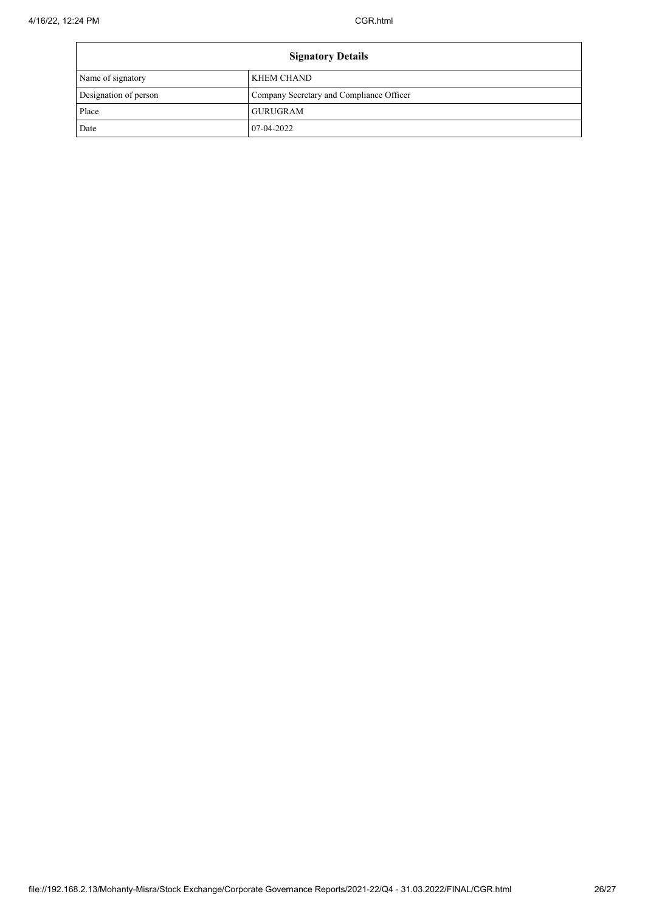| Signatory Details | |
|---|---|
| Name of signatory | KHEM CHAND |
| Designation of person | Company Secretary and Compliance Officer |
| Place | GURUGRAM |
| Date | 07-04-2022 |